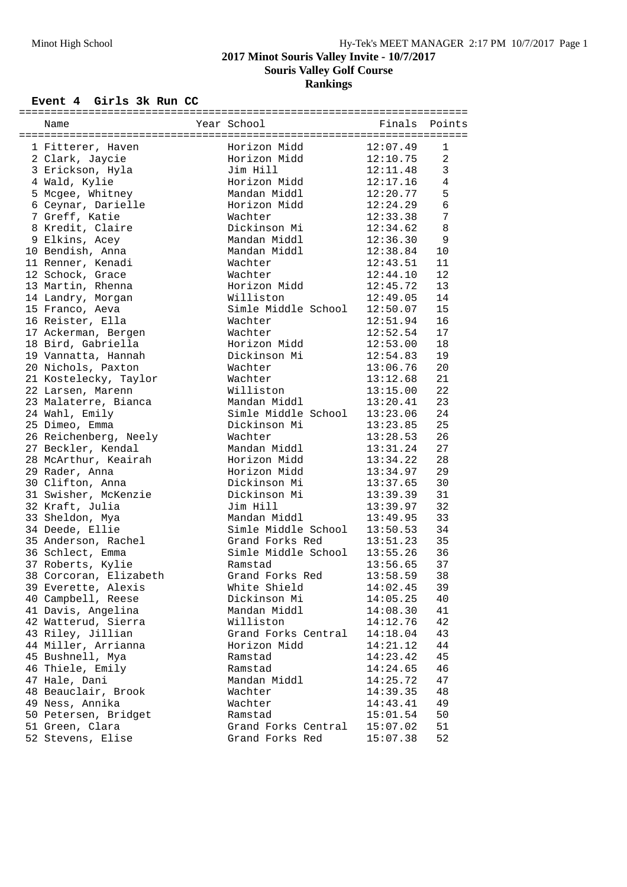# 2017 Minot Souris Valley Invite - 10/7/2017

## Souris Valley Golf Course

## Rankings

### Event 4 Girls 3k Run CC

| | Name | Year | School | Finals | Points |
|---|---|---|---|---|---|
| 1 | Fitterer, Haven | | Horizon Midd | 12:07.49 | 1 |
| 2 | Clark, Jaycie | | Horizon Midd | 12:10.75 | 2 |
| 3 | Erickson, Hyla | | Jim Hill | 12:11.48 | 3 |
| 4 | Wald, Kylie | | Horizon Midd | 12:17.16 | 4 |
| 5 | Mcgee, Whitney | | Mandan Middl | 12:20.77 | 5 |
| 6 | Ceynar, Darielle | | Horizon Midd | 12:24.29 | 6 |
| 7 | Greff, Katie | | Wachter | 12:33.38 | 7 |
| 8 | Kredit, Claire | | Dickinson Mi | 12:34.62 | 8 |
| 9 | Elkins, Acey | | Mandan Middl | 12:36.30 | 9 |
| 10 | Bendish, Anna | | Mandan Middl | 12:38.84 | 10 |
| 11 | Renner, Kenadi | | Wachter | 12:43.51 | 11 |
| 12 | Schock, Grace | | Wachter | 12:44.10 | 12 |
| 13 | Martin, Rhenna | | Horizon Midd | 12:45.72 | 13 |
| 14 | Landry, Morgan | | Williston | 12:49.05 | 14 |
| 15 | Franco, Aeva | | Simle Middle School | 12:50.07 | 15 |
| 16 | Reister, Ella | | Wachter | 12:51.94 | 16 |
| 17 | Ackerman, Bergen | | Wachter | 12:52.54 | 17 |
| 18 | Bird, Gabriella | | Horizon Midd | 12:53.00 | 18 |
| 19 | Vannatta, Hannah | | Dickinson Mi | 12:54.83 | 19 |
| 20 | Nichols, Paxton | | Wachter | 13:06.76 | 20 |
| 21 | Kostelecky, Taylor | | Wachter | 13:12.68 | 21 |
| 22 | Larsen, Marenn | | Williston | 13:15.00 | 22 |
| 23 | Malaterre, Bianca | | Mandan Middl | 13:20.41 | 23 |
| 24 | Wahl, Emily | | Simle Middle School | 13:23.06 | 24 |
| 25 | Dimeo, Emma | | Dickinson Mi | 13:23.85 | 25 |
| 26 | Reichenberg, Neely | | Wachter | 13:28.53 | 26 |
| 27 | Beckler, Kendal | | Mandan Middl | 13:31.24 | 27 |
| 28 | McArthur, Keairah | | Horizon Midd | 13:34.22 | 28 |
| 29 | Rader, Anna | | Horizon Midd | 13:34.97 | 29 |
| 30 | Clifton, Anna | | Dickinson Mi | 13:37.65 | 30 |
| 31 | Swisher, McKenzie | | Dickinson Mi | 13:39.39 | 31 |
| 32 | Kraft, Julia | | Jim Hill | 13:39.97 | 32 |
| 33 | Sheldon, Mya | | Mandan Middl | 13:49.95 | 33 |
| 34 | Deede, Ellie | | Simle Middle School | 13:50.53 | 34 |
| 35 | Anderson, Rachel | | Grand Forks Red | 13:51.23 | 35 |
| 36 | Schlect, Emma | | Simle Middle School | 13:55.26 | 36 |
| 37 | Roberts, Kylie | | Ramstad | 13:56.65 | 37 |
| 38 | Corcoran, Elizabeth | | Grand Forks Red | 13:58.59 | 38 |
| 39 | Everette, Alexis | | White Shield | 14:02.45 | 39 |
| 40 | Campbell, Reese | | Dickinson Mi | 14:05.25 | 40 |
| 41 | Davis, Angelina | | Mandan Middl | 14:08.30 | 41 |
| 42 | Watterud, Sierra | | Williston | 14:12.76 | 42 |
| 43 | Riley, Jillian | | Grand Forks Central | 14:18.04 | 43 |
| 44 | Miller, Arrianna | | Horizon Midd | 14:21.12 | 44 |
| 45 | Bushnell, Mya | | Ramstad | 14:23.42 | 45 |
| 46 | Thiele, Emily | | Ramstad | 14:24.65 | 46 |
| 47 | Hale, Dani | | Mandan Middl | 14:25.72 | 47 |
| 48 | Beauclair, Brook | | Wachter | 14:39.35 | 48 |
| 49 | Ness, Annika | | Wachter | 14:43.41 | 49 |
| 50 | Petersen, Bridget | | Ramstad | 15:01.54 | 50 |
| 51 | Green, Clara | | Grand Forks Central | 15:07.02 | 51 |
| 52 | Stevens, Elise | | Grand Forks Red | 15:07.38 | 52 |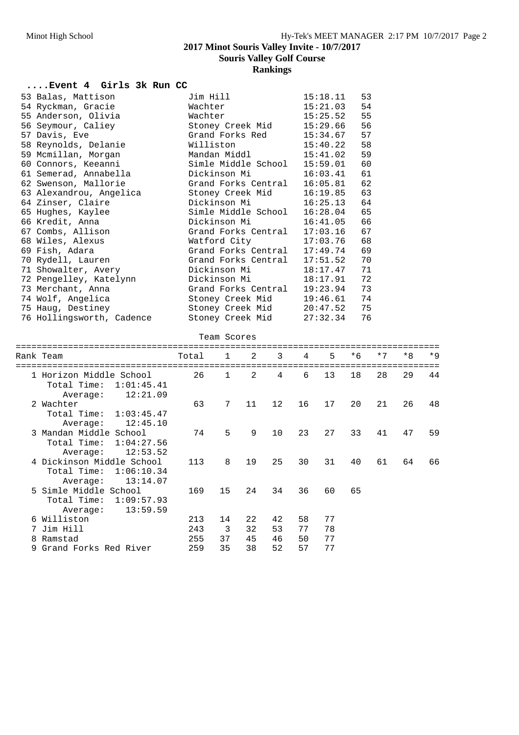## 2017 Minot Souris Valley Invite - 10/7/2017

### Souris Valley Golf Course

### Rankings

### ....Event 4 Girls 3k Run CC

| Place | Name | School | Time | Points |
|---|---|---|---|---|
| 53 | Balas, Mattison | Jim Hill | 15:18.11 | 53 |
| 54 | Ryckman, Gracie | Wachter | 15:21.03 | 54 |
| 55 | Anderson, Olivia | Wachter | 15:25.52 | 55 |
| 56 | Seymour, Caliey | Stoney Creek Mid | 15:29.66 | 56 |
| 57 | Davis, Eve | Grand Forks Red | 15:34.67 | 57 |
| 58 | Reynolds, Delanie | Williston | 15:40.22 | 58 |
| 59 | Mcmillan, Morgan | Mandan Middl | 15:41.02 | 59 |
| 60 | Connors, Keeanni | Simle Middle School | 15:59.01 | 60 |
| 61 | Semerad, Annabella | Dickinson Mi | 16:03.41 | 61 |
| 62 | Swenson, Mallorie | Grand Forks Central | 16:05.81 | 62 |
| 63 | Alexandrou, Angelica | Stoney Creek Mid | 16:19.85 | 63 |
| 64 | Zinser, Claire | Dickinson Mi | 16:25.13 | 64 |
| 65 | Hughes, Kaylee | Simle Middle School | 16:28.04 | 65 |
| 66 | Kredit, Anna | Dickinson Mi | 16:41.05 | 66 |
| 67 | Combs, Allison | Grand Forks Central | 17:03.16 | 67 |
| 68 | Wiles, Alexus | Watford City | 17:03.76 | 68 |
| 69 | Fish, Adara | Grand Forks Central | 17:49.74 | 69 |
| 70 | Rydell, Lauren | Grand Forks Central | 17:51.52 | 70 |
| 71 | Showalter, Avery | Dickinson Mi | 18:17.47 | 71 |
| 72 | Pengelley, Katelynn | Dickinson Mi | 18:17.91 | 72 |
| 73 | Merchant, Anna | Grand Forks Central | 19:23.94 | 73 |
| 74 | Wolf, Angelica | Stoney Creek Mid | 19:46.61 | 74 |
| 75 | Haug, Destiney | Stoney Creek Mid | 20:47.52 | 75 |
| 76 | Hollingsworth, Cadence | Stoney Creek Mid | 27:32.34 | 76 |

Team Scores

| Rank | Team | Total | 1 | 2 | 3 | 4 | 5 | *6 | *7 | *8 | *9 |
|---|---|---|---|---|---|---|---|---|---|---|---|
| 1 | Horizon Middle School | 26 | 1 | 2 | 4 | 6 | 13 | 18 | 28 | 29 | 44 |
| | Total Time: 1:01:45.41 | | | | | | | | | | |
| | Average: 12:21.09 | | | | | | | | | | |
| 2 | Wachter | 63 | 7 | 11 | 12 | 16 | 17 | 20 | 21 | 26 | 48 |
| | Total Time: 1:03:45.47 | | | | | | | | | | |
| | Average: 12:45.10 | | | | | | | | | | |
| 3 | Mandan Middle School | 74 | 5 | 9 | 10 | 23 | 27 | 33 | 41 | 47 | 59 |
| | Total Time: 1:04:27.56 | | | | | | | | | | |
| | Average: 12:53.52 | | | | | | | | | | |
| 4 | Dickinson Middle School | 113 | 8 | 19 | 25 | 30 | 31 | 40 | 61 | 64 | 66 |
| | Total Time: 1:06:10.34 | | | | | | | | | | |
| | Average: 13:14.07 | | | | | | | | | | |
| 5 | Simle Middle School | 169 | 15 | 24 | 34 | 36 | 60 | 65 | | | |
| | Total Time: 1:09:57.93 | | | | | | | | | | |
| | Average: 13:59.59 | | | | | | | | | | |
| 6 | Williston | 213 | 14 | 22 | 42 | 58 | 77 | | | | |
| 7 | Jim Hill | 243 | 3 | 32 | 53 | 77 | 78 | | | | |
| 8 | Ramstad | 255 | 37 | 45 | 46 | 50 | 77 | | | | |
| 9 | Grand Forks Red River | 259 | 35 | 38 | 52 | 57 | 77 | | | | |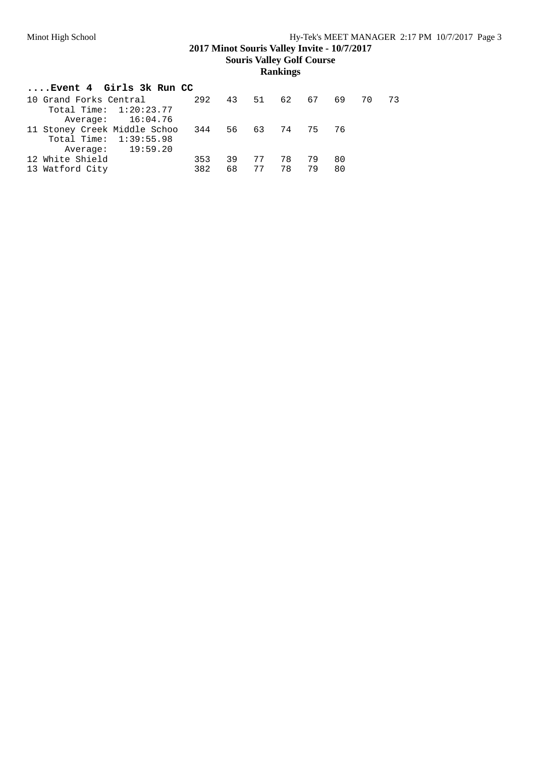# 2017 Minot Souris Valley Invite - 10/7/2017

## Souris Valley Golf Course

### Rankings

**....Event 4 Girls 3k Run CC**

| | | | | | | | | |
|---|---|---|---|---|---|---|---|---|
| 10 Grand Forks Central | 292 | 43 | 51 | 62 | 67 | 69 | 70 | 73 |
| Total Time: 1:20:23.77 | | | | | | | | |
| Average: 16:04.76 | | | | | | | | |
| 11 Stoney Creek Middle Schoo | 344 | 56 | 63 | 74 | 75 | 76 | | |
| Total Time: 1:39:55.98 | | | | | | | | |
| Average: 19:59.20 | | | | | | | | |
| 12 White Shield | 353 | 39 | 77 | 78 | 79 | 80 | | |
| 13 Watford City | 382 | 68 | 77 | 78 | 79 | 80 | | |